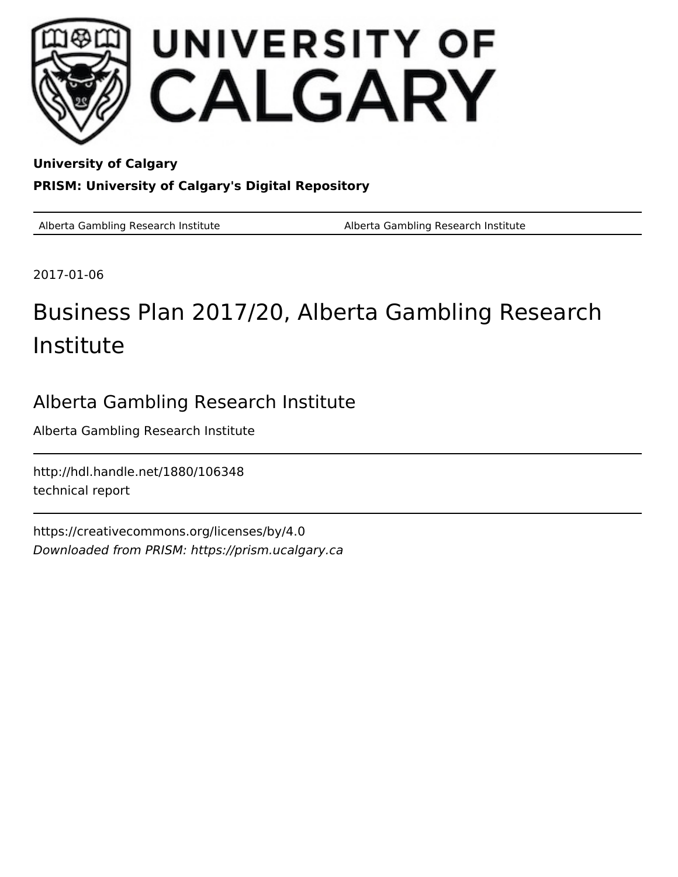**University of Calgary**

**PRISM: University of Calgary's Digital Repository**

| Alberta Gambling Research Institute | Alberta Gambling Research Institute |
|---|---|

2017-01-06

# Business Plan 2017/20, Alberta Gambling Research Institute

## Alberta Gambling Research Institute

Alberta Gambling Research Institute

http://hdl.handle.net/1880/106348
technical report

https://creativecommons.org/licenses/by/4.0
*Downloaded from PRISM: https://prism.ucalgary.ca*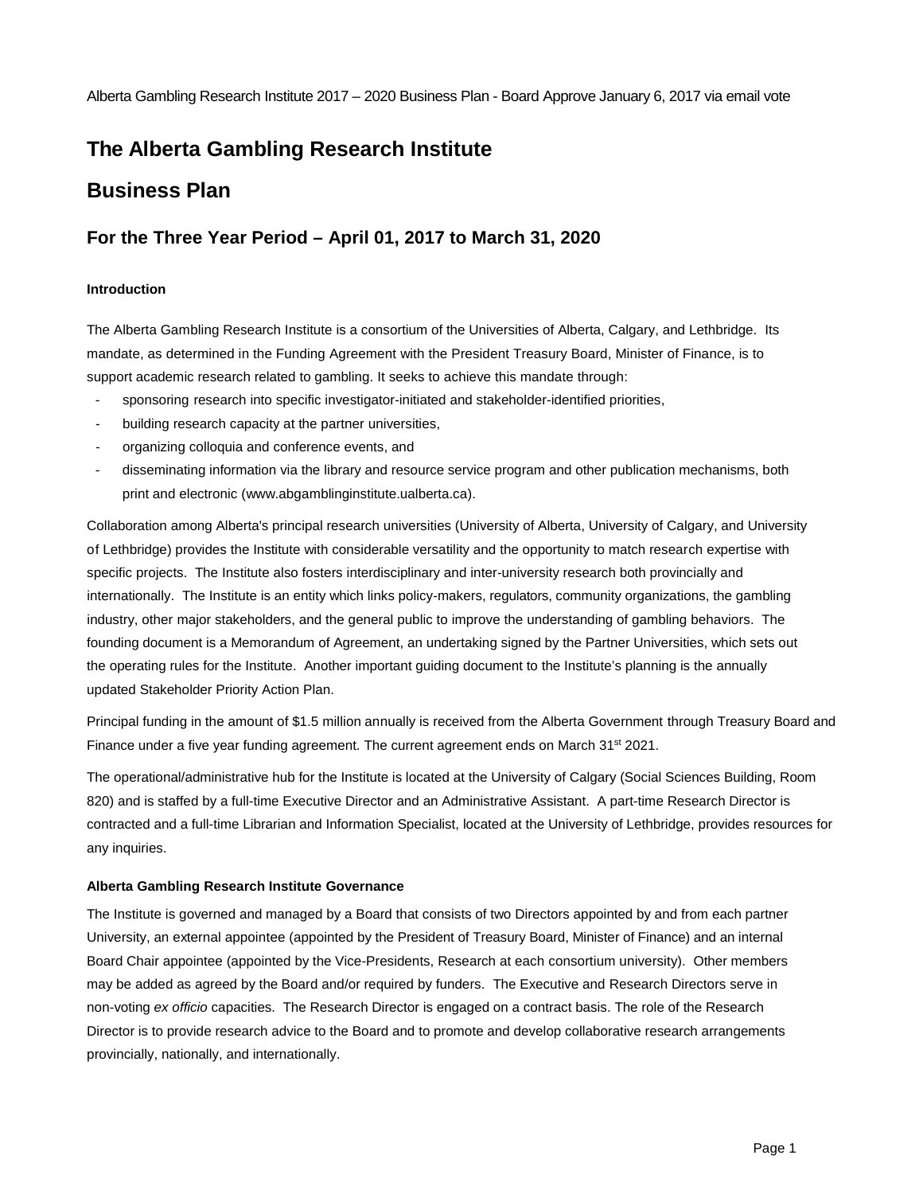Alberta Gambling Research Institute 2017 – 2020 Business Plan - Board Approve January 6, 2017 via email vote

# The Alberta Gambling Research Institute

# Business Plan

## For the Three Year Period – April 01, 2017 to March 31, 2020

**Introduction**

The Alberta Gambling Research Institute is a consortium of the Universities of Alberta, Calgary, and Lethbridge. Its mandate, as determined in the Funding Agreement with the President Treasury Board, Minister of Finance, is to support academic research related to gambling. It seeks to achieve this mandate through:

- sponsoring research into specific investigator-initiated and stakeholder-identified priorities,
- building research capacity at the partner universities,
- organizing colloquia and conference events, and
- disseminating information via the library and resource service program and other publication mechanisms, both print and electronic (www.abgamblinginstitute.ualberta.ca).

Collaboration among Alberta's principal research universities (University of Alberta, University of Calgary, and University of Lethbridge) provides the Institute with considerable versatility and the opportunity to match research expertise with specific projects. The Institute also fosters interdisciplinary and inter-university research both provincially and internationally. The Institute is an entity which links policy-makers, regulators, community organizations, the gambling industry, other major stakeholders, and the general public to improve the understanding of gambling behaviors. The founding document is a Memorandum of Agreement, an undertaking signed by the Partner Universities, which sets out the operating rules for the Institute. Another important guiding document to the Institute's planning is the annually updated Stakeholder Priority Action Plan.

Principal funding in the amount of $1.5 million annually is received from the Alberta Government through Treasury Board and Finance under a five year funding agreement. The current agreement ends on March 31st 2021.

The operational/administrative hub for the Institute is located at the University of Calgary (Social Sciences Building, Room 820) and is staffed by a full-time Executive Director and an Administrative Assistant. A part-time Research Director is contracted and a full-time Librarian and Information Specialist, located at the University of Lethbridge, provides resources for any inquiries.

**Alberta Gambling Research Institute Governance**

The Institute is governed and managed by a Board that consists of two Directors appointed by and from each partner University, an external appointee (appointed by the President of Treasury Board, Minister of Finance) and an internal Board Chair appointee (appointed by the Vice-Presidents, Research at each consortium university). Other members may be added as agreed by the Board and/or required by funders. The Executive and Research Directors serve in non-voting *ex officio* capacities. The Research Director is engaged on a contract basis. The role of the Research Director is to provide research advice to the Board and to promote and develop collaborative research arrangements provincially, nationally, and internationally.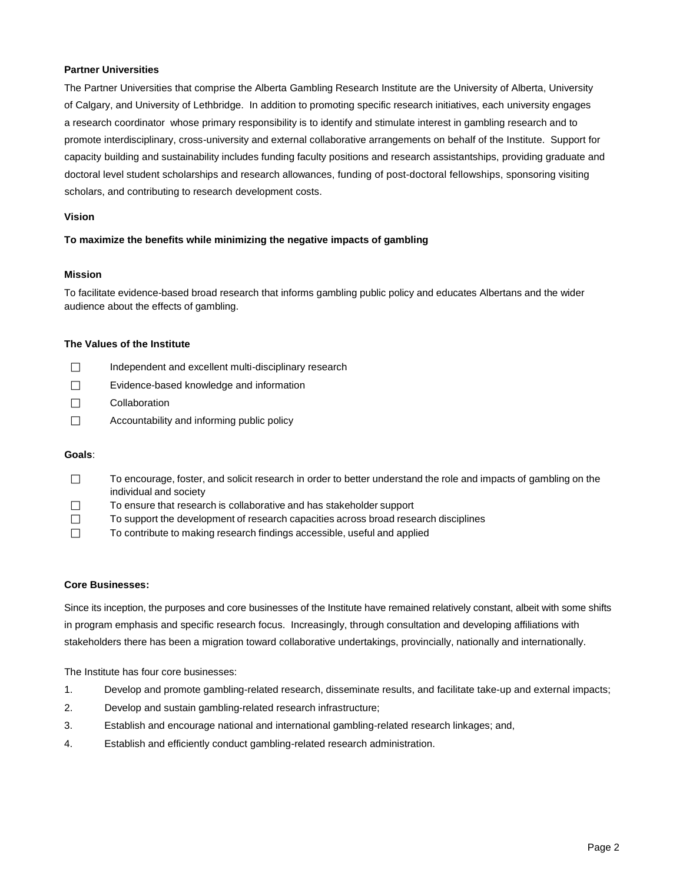**Partner Universities**

The Partner Universities that comprise the Alberta Gambling Research Institute are the University of Alberta, University of Calgary, and University of Lethbridge. In addition to promoting specific research initiatives, each university engages a research coordinator whose primary responsibility is to identify and stimulate interest in gambling research and to promote interdisciplinary, cross-university and external collaborative arrangements on behalf of the Institute. Support for capacity building and sustainability includes funding faculty positions and research assistantships, providing graduate and doctoral level student scholarships and research allowances, funding of post-doctoral fellowships, sponsoring visiting scholars, and contributing to research development costs.

**Vision**

**To maximize the benefits while minimizing the negative impacts of gambling**

**Mission**

To facilitate evidence-based broad research that informs gambling public policy and educates Albertans and the wider audience about the effects of gambling.

**The Values of the Institute**

- Independent and excellent multi-disciplinary research
- Evidence-based knowledge and information
- Collaboration
- Accountability and informing public policy

**Goals**:

- To encourage, foster, and solicit research in order to better understand the role and impacts of gambling on the individual and society
- To ensure that research is collaborative and has stakeholder support
- To support the development of research capacities across broad research disciplines
- To contribute to making research findings accessible, useful and applied

**Core Businesses:**

Since its inception, the purposes and core businesses of the Institute have remained relatively constant, albeit with some shifts in program emphasis and specific research focus. Increasingly, through consultation and developing affiliations with stakeholders there has been a migration toward collaborative undertakings, provincially, nationally and internationally.

The Institute has four core businesses:

1. Develop and promote gambling-related research, disseminate results, and facilitate take-up and external impacts;
2. Develop and sustain gambling-related research infrastructure;
3. Establish and encourage national and international gambling-related research linkages; and,
4. Establish and efficiently conduct gambling-related research administration.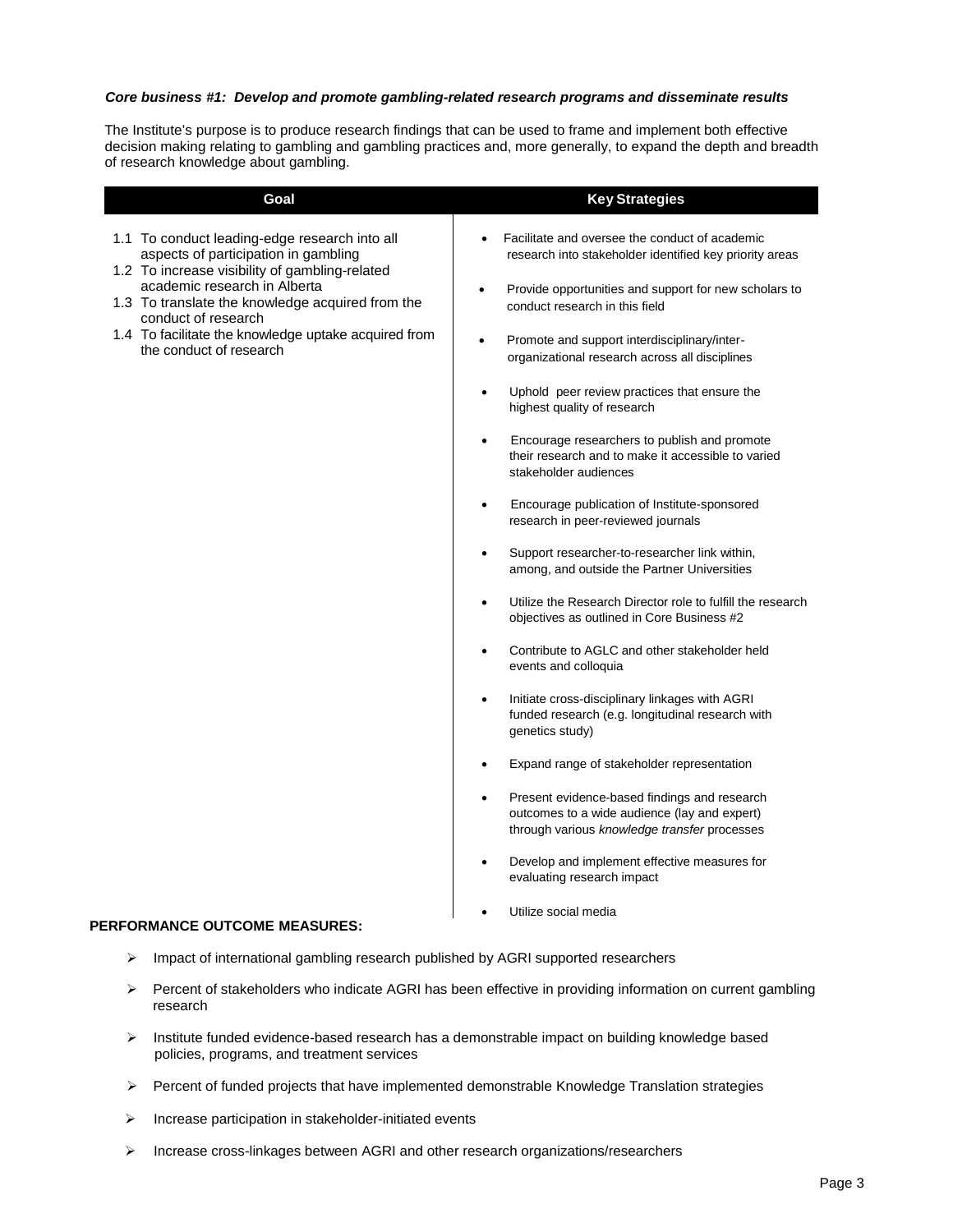***Core business #1: Develop and promote gambling-related research programs and disseminate results***

The Institute's purpose is to produce research findings that can be used to frame and implement both effective decision making relating to gambling and gambling practices and, more generally, to expand the depth and breadth of research knowledge about gambling.

| Goal | Key Strategies |
|---|---|
| 1.1 To conduct leading-edge research into all aspects of participation in gambling<br>1.2 To increase visibility of gambling-related academic research in Alberta<br>1.3 To translate the knowledge acquired from the conduct of research<br>1.4 To facilitate the knowledge uptake acquired from the conduct of research | • Facilitate and oversee the conduct of academic research into stakeholder identified key priority areas<br>• Provide opportunities and support for new scholars to conduct research in this field<br>• Promote and support interdisciplinary/inter-organizational research across all disciplines<br>• Uphold peer review practices that ensure the highest quality of research<br>• Encourage researchers to publish and promote their research and to make it accessible to varied stakeholder audiences<br>• Encourage publication of Institute-sponsored research in peer-reviewed journals<br>• Support researcher-to-researcher link within, among, and outside the Partner Universities<br>• Utilize the Research Director role to fulfill the research objectives as outlined in Core Business #2<br>• Contribute to AGLC and other stakeholder held events and colloquia<br>• Initiate cross-disciplinary linkages with AGRI funded research (e.g. longitudinal research with genetics study)<br>• Expand range of stakeholder representation<br>• Present evidence-based findings and research outcomes to a wide audience (lay and expert) through various *knowledge transfer* processes<br>• Develop and implement effective measures for evaluating research impact<br>• Utilize social media |

**PERFORMANCE OUTCOME MEASURES:**

- Impact of international gambling research published by AGRI supported researchers
- Percent of stakeholders who indicate AGRI has been effective in providing information on current gambling research
- Institute funded evidence-based research has a demonstrable impact on building knowledge based policies, programs, and treatment services
- Percent of funded projects that have implemented demonstrable Knowledge Translation strategies
- Increase participation in stakeholder-initiated events
- Increase cross-linkages between AGRI and other research organizations/researchers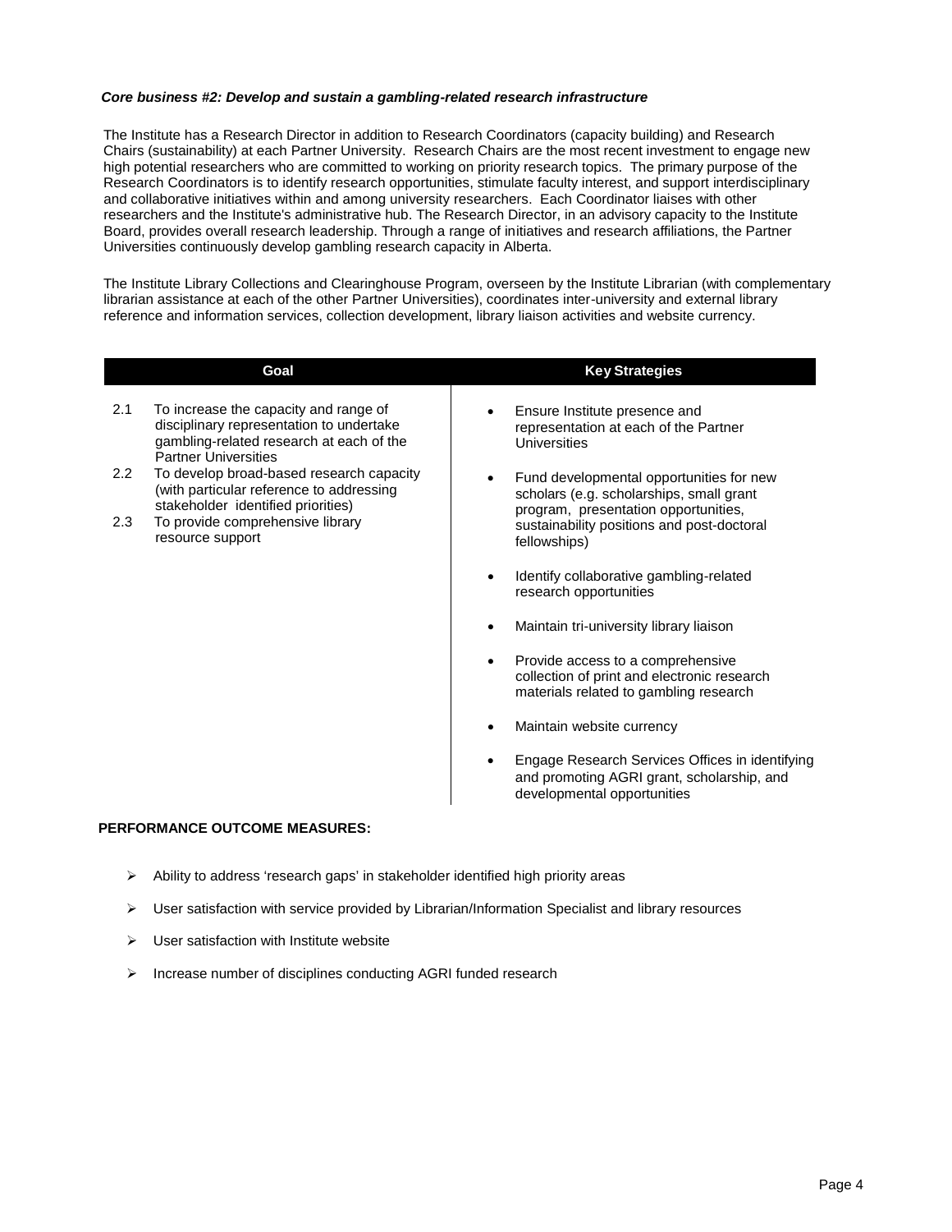***Core business #2: Develop and sustain a gambling-related research infrastructure***

The Institute has a Research Director in addition to Research Coordinators (capacity building) and Research Chairs (sustainability) at each Partner University. Research Chairs are the most recent investment to engage new high potential researchers who are committed to working on priority research topics. The primary purpose of the Research Coordinators is to identify research opportunities, stimulate faculty interest, and support interdisciplinary and collaborative initiatives within and among university researchers. Each Coordinator liaises with other researchers and the Institute's administrative hub. The Research Director, in an advisory capacity to the Institute Board, provides overall research leadership. Through a range of initiatives and research affiliations, the Partner Universities continuously develop gambling research capacity in Alberta.

The Institute Library Collections and Clearinghouse Program, overseen by the Institute Librarian (with complementary librarian assistance at each of the other Partner Universities), coordinates inter-university and external library reference and information services, collection development, library liaison activities and website currency.

| Goal | Key Strategies |
|---|---|
| 2.1 To increase the capacity and range of disciplinary representation to undertake gambling-related research at each of the Partner Universities<br>2.2 To develop broad-based research capacity (with particular reference to addressing stakeholder identified priorities)<br>2.3 To provide comprehensive library resource support | • Ensure Institute presence and representation at each of the Partner Universities<br>• Fund developmental opportunities for new scholars (e.g. scholarships, small grant program, presentation opportunities, sustainability positions and post-doctoral fellowships)<br>• Identify collaborative gambling-related research opportunities<br>• Maintain tri-university library liaison<br>• Provide access to a comprehensive collection of print and electronic research materials related to gambling research<br>• Maintain website currency<br>• Engage Research Services Offices in identifying and promoting AGRI grant, scholarship, and developmental opportunities |

**PERFORMANCE OUTCOME MEASURES:**

- Ability to address 'research gaps' in stakeholder identified high priority areas
- User satisfaction with service provided by Librarian/Information Specialist and library resources
- User satisfaction with Institute website
- Increase number of disciplines conducting AGRI funded research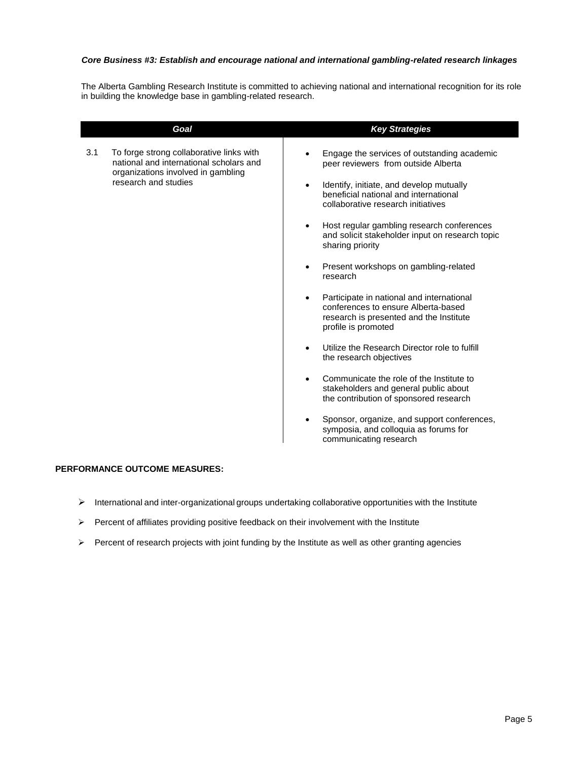***Core Business #3: Establish and encourage national and international gambling-related research linkages***

The Alberta Gambling Research Institute is committed to achieving national and international recognition for its role in building the knowledge base in gambling-related research.

| ***Goal*** | ***Key Strategies*** |
|---|---|
| 3.1 To forge strong collaborative links with national and international scholars and organizations involved in gambling research and studies | • Engage the services of outstanding academic peer reviewers from outside Alberta<br>• Identify, initiate, and develop mutually beneficial national and international collaborative research initiatives<br>• Host regular gambling research conferences and solicit stakeholder input on research topic sharing priority<br>• Present workshops on gambling-related research<br>• Participate in national and international conferences to ensure Alberta-based research is presented and the Institute profile is promoted<br>• Utilize the Research Director role to fulfill the research objectives<br>• Communicate the role of the Institute to stakeholders and general public about the contribution of sponsored research<br>• Sponsor, organize, and support conferences, symposia, and colloquia as forums for communicating research |

**PERFORMANCE OUTCOME MEASURES:**

- International and inter-organizational groups undertaking collaborative opportunities with the Institute
- Percent of affiliates providing positive feedback on their involvement with the Institute
- Percent of research projects with joint funding by the Institute as well as other granting agencies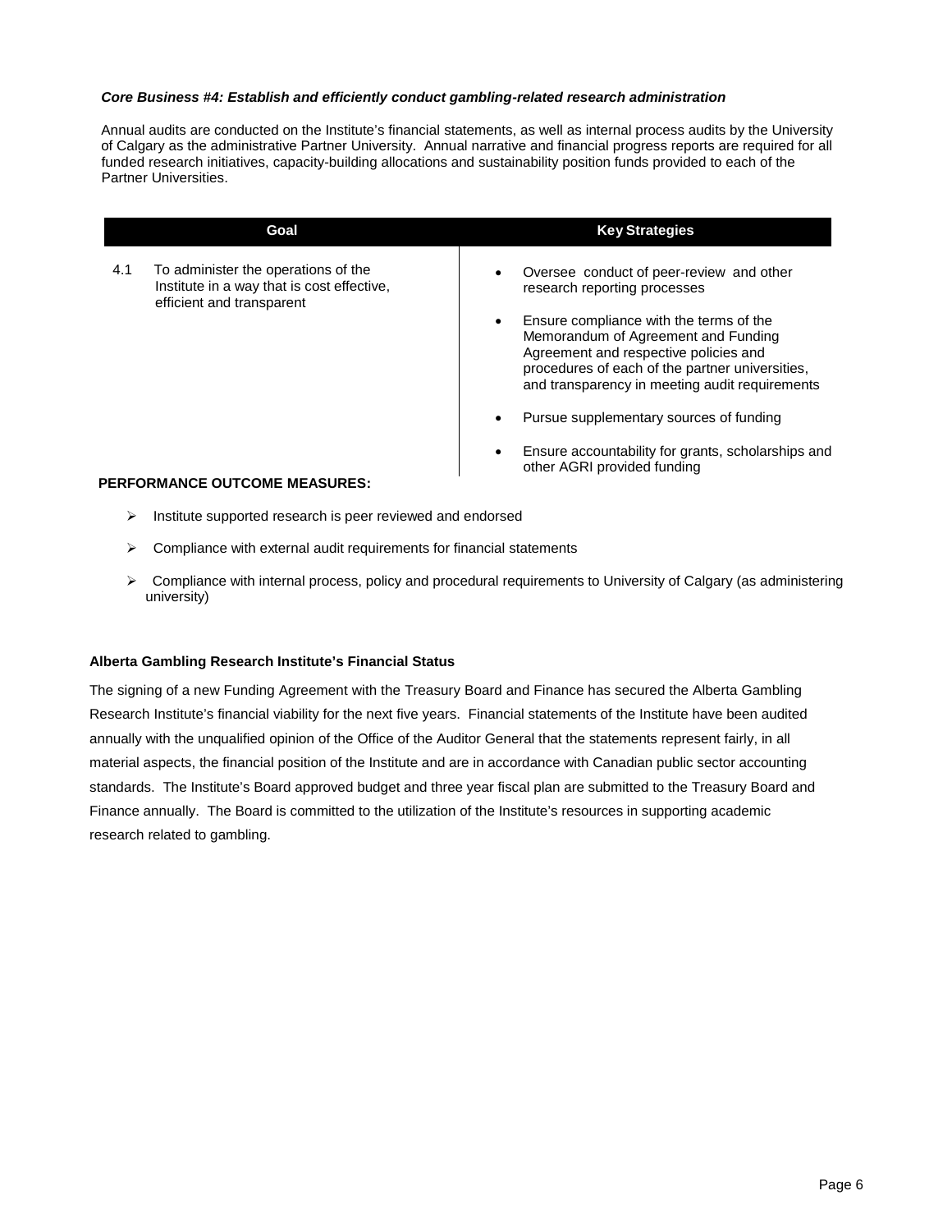***Core Business #4: Establish and efficiently conduct gambling-related research administration***

Annual audits are conducted on the Institute's financial statements, as well as internal process audits by the University of Calgary as the administrative Partner University. Annual narrative and financial progress reports are required for all funded research initiatives, capacity-building allocations and sustainability position funds provided to each of the Partner Universities.

| Goal | Key Strategies |
|---|---|
| 4.1 To administer the operations of the Institute in a way that is cost effective, efficient and transparent | • Oversee conduct of peer-review and other research reporting processes<br>• Ensure compliance with the terms of the Memorandum of Agreement and Funding Agreement and respective policies and procedures of each of the partner universities, and transparency in meeting audit requirements<br>• Pursue supplementary sources of funding<br>• Ensure accountability for grants, scholarships and other AGRI provided funding |

**PERFORMANCE OUTCOME MEASURES:**

- Institute supported research is peer reviewed and endorsed
- Compliance with external audit requirements for financial statements
- Compliance with internal process, policy and procedural requirements to University of Calgary (as administering university)

**Alberta Gambling Research Institute's Financial Status**

The signing of a new Funding Agreement with the Treasury Board and Finance has secured the Alberta Gambling Research Institute's financial viability for the next five years. Financial statements of the Institute have been audited annually with the unqualified opinion of the Office of the Auditor General that the statements represent fairly, in all material aspects, the financial position of the Institute and are in accordance with Canadian public sector accounting standards. The Institute's Board approved budget and three year fiscal plan are submitted to the Treasury Board and Finance annually. The Board is committed to the utilization of the Institute's resources in supporting academic research related to gambling.